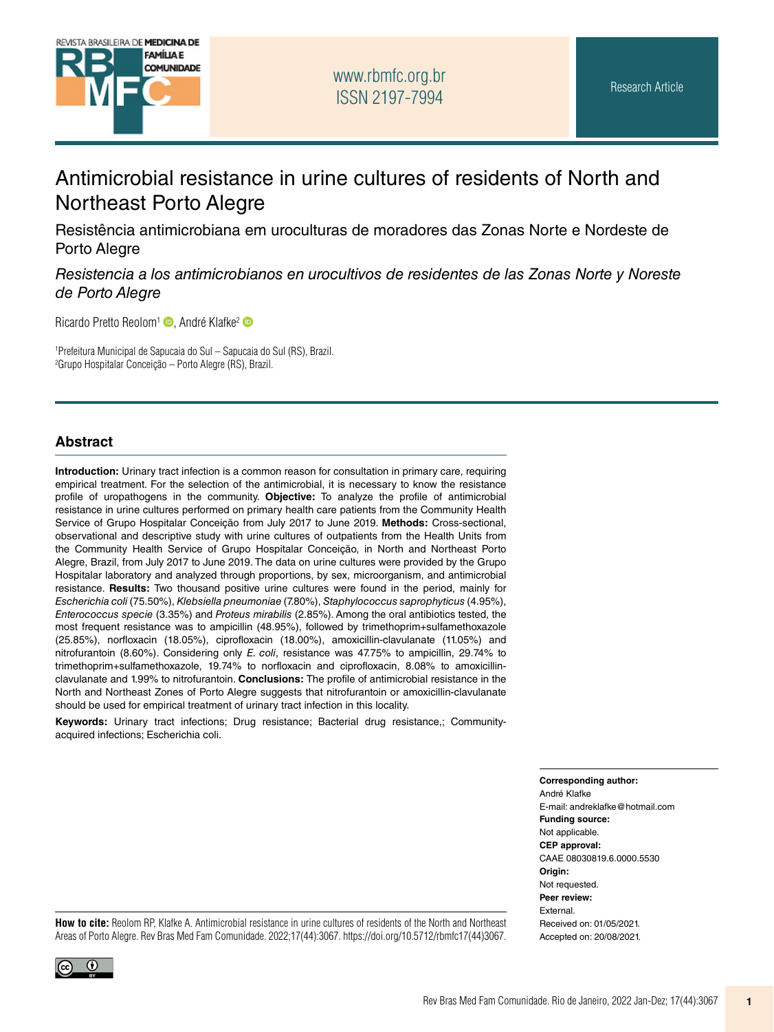Research Article

# Antimicrobial resistance in urine cultures of residents of North and Northeast Porto Alegre

## Resistência antimicrobiana em uroculturas de moradores das Zonas Norte e Nordeste de Porto Alegre

## *Resistencia a los antimicrobianos en urocultivos de residentes de las Zonas Norte y Noreste de Porto Alegre*

Ricardo Pretto Reolom[1], André Klafke[2]

[1]Prefeitura Municipal de Sapucaia do Sul – Sapucaia do Sul (RS), Brazil.
[2]Grupo Hospitalar Conceição – Porto Alegre (RS), Brazil.

## Abstract

**Introduction:** Urinary tract infection is a common reason for consultation in primary care, requiring empirical treatment. For the selection of the antimicrobial, it is necessary to know the resistance profile of uropathogens in the community. **Objective:** To analyze the profile of antimicrobial resistance in urine cultures performed on primary health care patients from the Community Health Service of Grupo Hospitalar Conceição from July 2017 to June 2019. **Methods:** Cross-sectional, observational and descriptive study with urine cultures of outpatients from the Health Units from the Community Health Service of Grupo Hospitalar Conceição, in North and Northeast Porto Alegre, Brazil, from July 2017 to June 2019. The data on urine cultures were provided by the Grupo Hospitalar laboratory and analyzed through proportions, by sex, microorganism, and antimicrobial resistance. **Results:** Two thousand positive urine cultures were found in the period, mainly for *Escherichia coli* (75.50%), *Klebsiella pneumoniae* (7.80%), *Staphylococcus saprophyticus* (4.95%), *Enterococcus specie* (3.35%) and *Proteus mirabilis* (2.85%). Among the oral antibiotics tested, the most frequent resistance was to ampicillin (48.95%), followed by trimethoprim+sulfamethoxazole (25.85%), norfloxacin (18.05%), ciprofloxacin (18.00%), amoxicillin-clavulanate (11.05%) and nitrofurantoin (8.60%). Considering only *E. coli*, resistance was 47.75% to ampicillin, 29.74% to trimethoprim+sulfamethoxazole, 19.74% to norfloxacin and ciprofloxacin, 8.08% to amoxicillin-clavulanate and 1.99% to nitrofurantoin. **Conclusions:** The profile of antimicrobial resistance in the North and Northeast Zones of Porto Alegre suggests that nitrofurantoin or amoxicillin-clavulanate should be used for empirical treatment of urinary tract infection in this locality.

**Keywords:** Urinary tract infections; Drug resistance; Bacterial drug resistance,; Community-acquired infections; Escherichia coli.

**Corresponding author:**
André Klafke
E-mail: andreklafke@hotmail.com
**Funding source:**
Not applicable.
**CEP approval:**
CAAE 08030819.6.0000.5530
**Origin:**
Not requested.
**Peer review:**
External.
Received on: 01/05/2021.
Accepted on: 20/08/2021.

**How to cite:** Reolom RP, Klafke A. Antimicrobial resistance in urine cultures of residents of the North and Northeast Areas of Porto Alegre. Rev Bras Med Fam Comunidade. 2022;17(44):3067. https://doi.org/10.5712/rbmfc17(44)3067.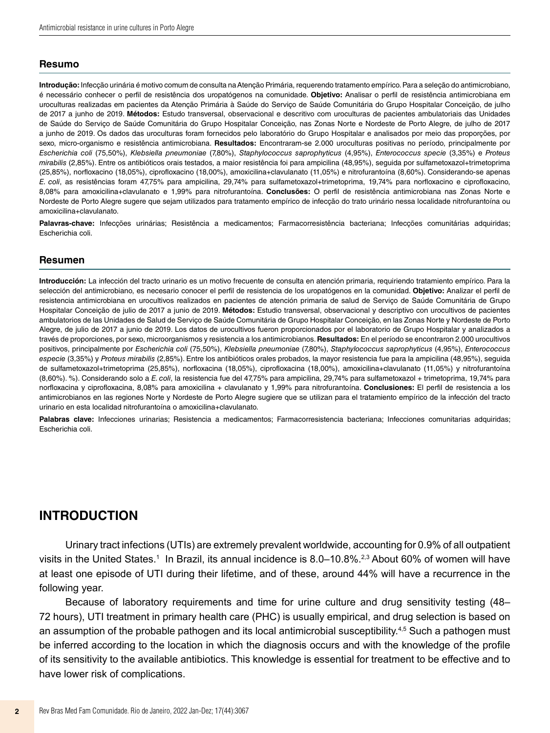## Resumo

**Introdução:** Infecção urinária é motivo comum de consulta na Atenção Primária, requerendo tratamento empírico. Para a seleção do antimicrobiano, é necessário conhecer o perfil de resistência dos uropatógenos na comunidade. **Objetivo:** Analisar o perfil de resistência antimicrobiana em uroculturas realizadas em pacientes da Atenção Primária à Saúde do Serviço de Saúde Comunitária do Grupo Hospitalar Conceição, de julho de 2017 a junho de 2019. **Métodos:** Estudo transversal, observacional e descritivo com uroculturas de pacientes ambulatoriais das Unidades de Saúde do Serviço de Saúde Comunitária do Grupo Hospitalar Conceição, nas Zonas Norte e Nordeste de Porto Alegre, de julho de 2017 a junho de 2019. Os dados das uroculturas foram fornecidos pelo laboratório do Grupo Hospitalar e analisados por meio das proporções, por sexo, micro-organismo e resistência antimicrobiana. **Resultados:** Encontraram-se 2.000 uroculturas positivas no período, principalmente por *Escherichia coli* (75,50%), *Klebsiella pneumoniae* (7,80%), *Staphylococcus saprophyticus* (4,95%), *Enterococcus specie* (3,35%) e *Proteus mirabilis* (2,85%). Entre os antibióticos orais testados, a maior resistência foi para ampicilina (48,95%), seguida por sulfametoxazol+trimetoprima (25,85%), norfloxacino (18,05%), ciprofloxacino (18,00%), amoxicilina+clavulanato (11,05%) e nitrofurantoína (8,60%). Considerando-se apenas *E. coli*, as resistências foram 47,75% para ampicilina, 29,74% para sulfametoxazol+trimetoprima, 19,74% para norfloxacino e ciprofloxacino, 8,08% para amoxicilina+clavulanato e 1,99% para nitrofurantoína. **Conclusões:** O perfil de resistência antimicrobiana nas Zonas Norte e Nordeste de Porto Alegre sugere que sejam utilizados para tratamento empírico de infecção do trato urinário nessa localidade nitrofurantoína ou amoxicilina+clavulanato.

**Palavras-chave:** Infecções urinárias; Resistência a medicamentos; Farmacorresistência bacteriana; Infecções comunitárias adquiridas; Escherichia coli.

## Resumen

**Introducción:** La infección del tracto urinario es un motivo frecuente de consulta en atención primaria, requiriendo tratamiento empírico. Para la selección del antimicrobiano, es necesario conocer el perfil de resistencia de los uropatógenos en la comunidad. **Objetivo:** Analizar el perfil de resistencia antimicrobiana en urocultivos realizados en pacientes de atención primaria de salud de Serviço de Saúde Comunitária de Grupo Hospitalar Conceição de julio de 2017 a junio de 2019. **Métodos:** Estudio transversal, observacional y descriptivo con urocultivos de pacientes ambulatorios de las Unidades de Salud de Serviço de Saúde Comunitária de Grupo Hospitalar Conceição, en las Zonas Norte y Nordeste de Porto Alegre, de julio de 2017 a junio de 2019. Los datos de urocultivos fueron proporcionados por el laboratorio de Grupo Hospitalar y analizados a través de proporciones, por sexo, microorganismos y resistencia a los antimicrobianos. **Resultados:** En el período se encontraron 2.000 urocultivos positivos, principalmente por *Escherichia coli* (75,50%), *Klebsiella pneumoniae* (7,80%), *Staphylococcus saprophyticus* (4,95%), *Enterococcus especie* (3,35%) y *Proteus mirabilis* (2,85%). Entre los antibióticos orales probados, la mayor resistencia fue para la ampicilina (48,95%), seguida de sulfametoxazol+trimetoprima (25,85%), norfloxacina (18,05%), ciprofloxacina (18,00%), amoxicilina+clavulanato (11,05%) y nitrofurantoína (8,60%). %). Considerando solo a *E. coli*, la resistencia fue del 47,75% para ampicilina, 29,74% para sulfametoxazol + trimetoprima, 19,74% para norfloxacina y ciprofloxacina, 8,08% para amoxicilina + clavulanato y 1,99% para nitrofurantoína. **Conclusiones:** El perfil de resistencia a los antimicrobianos en las regiones Norte y Nordeste de Porto Alegre sugiere que se utilizan para el tratamiento empírico de la infección del tracto urinario en esta localidad nitrofurantoína o amoxicilina+clavulanato.

**Palabras clave:** Infecciones urinarias; Resistencia a medicamentos; Farmacorresistencia bacteriana; Infecciones comunitarias adquiridas; Escherichia coli.

# INTRODUCTION

Urinary tract infections (UTIs) are extremely prevalent worldwide, accounting for 0.9% of all outpatient visits in the United States.[1] In Brazil, its annual incidence is 8.0–10.8%.[2,3] About 60% of women will have at least one episode of UTI during their lifetime, and of these, around 44% will have a recurrence in the following year.

Because of laboratory requirements and time for urine culture and drug sensitivity testing (48–72 hours), UTI treatment in primary health care (PHC) is usually empirical, and drug selection is based on an assumption of the probable pathogen and its local antimicrobial susceptibility.[4,5] Such a pathogen must be inferred according to the location in which the diagnosis occurs and with the knowledge of the profile of its sensitivity to the available antibiotics. This knowledge is essential for treatment to be effective and to have lower risk of complications.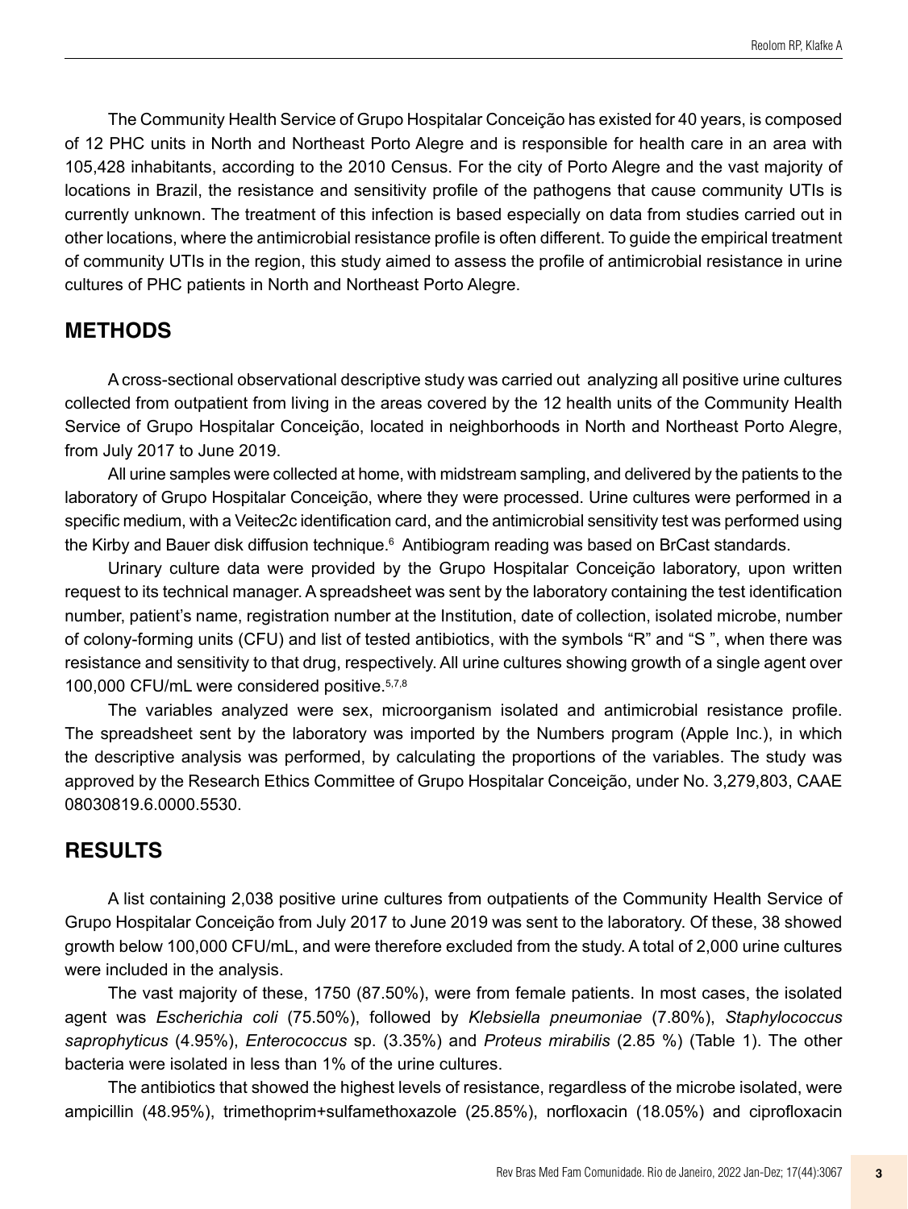The Community Health Service of Grupo Hospitalar Conceição has existed for 40 years, is composed of 12 PHC units in North and Northeast Porto Alegre and is responsible for health care in an area with 105,428 inhabitants, according to the 2010 Census. For the city of Porto Alegre and the vast majority of locations in Brazil, the resistance and sensitivity profile of the pathogens that cause community UTIs is currently unknown. The treatment of this infection is based especially on data from studies carried out in other locations, where the antimicrobial resistance profile is often different. To guide the empirical treatment of community UTIs in the region, this study aimed to assess the profile of antimicrobial resistance in urine cultures of PHC patients in North and Northeast Porto Alegre.

## METHODS

A cross-sectional observational descriptive study was carried out analyzing all positive urine cultures collected from outpatient from living in the areas covered by the 12 health units of the Community Health Service of Grupo Hospitalar Conceição, located in neighborhoods in North and Northeast Porto Alegre, from July 2017 to June 2019.

All urine samples were collected at home, with midstream sampling, and delivered by the patients to the laboratory of Grupo Hospitalar Conceição, where they were processed. Urine cultures were performed in a specific medium, with a Veitec2c identification card, and the antimicrobial sensitivity test was performed using the Kirby and Bauer disk diffusion technique.[6] Antibiogram reading was based on BrCast standards.

Urinary culture data were provided by the Grupo Hospitalar Conceição laboratory, upon written request to its technical manager. A spreadsheet was sent by the laboratory containing the test identification number, patient's name, registration number at the Institution, date of collection, isolated microbe, number of colony-forming units (CFU) and list of tested antibiotics, with the symbols "R" and "S ", when there was resistance and sensitivity to that drug, respectively. All urine cultures showing growth of a single agent over 100,000 CFU/mL were considered positive.[5,7,8]

The variables analyzed were sex, microorganism isolated and antimicrobial resistance profile. The spreadsheet sent by the laboratory was imported by the Numbers program (Apple Inc.), in which the descriptive analysis was performed, by calculating the proportions of the variables. The study was approved by the Research Ethics Committee of Grupo Hospitalar Conceição, under No. 3,279,803, CAAE 08030819.6.0000.5530.

## RESULTS

A list containing 2,038 positive urine cultures from outpatients of the Community Health Service of Grupo Hospitalar Conceição from July 2017 to June 2019 was sent to the laboratory. Of these, 38 showed growth below 100,000 CFU/mL, and were therefore excluded from the study. A total of 2,000 urine cultures were included in the analysis.

The vast majority of these, 1750 (87.50%), were from female patients. In most cases, the isolated agent was *Escherichia coli* (75.50%), followed by *Klebsiella pneumoniae* (7.80%), *Staphylococcus saprophyticus* (4.95%), *Enterococcus* sp. (3.35%) and *Proteus mirabilis* (2.85 %) (Table 1). The other bacteria were isolated in less than 1% of the urine cultures.

The antibiotics that showed the highest levels of resistance, regardless of the microbe isolated, were ampicillin (48.95%), trimethoprim+sulfamethoxazole (25.85%), norfloxacin (18.05%) and ciprofloxacin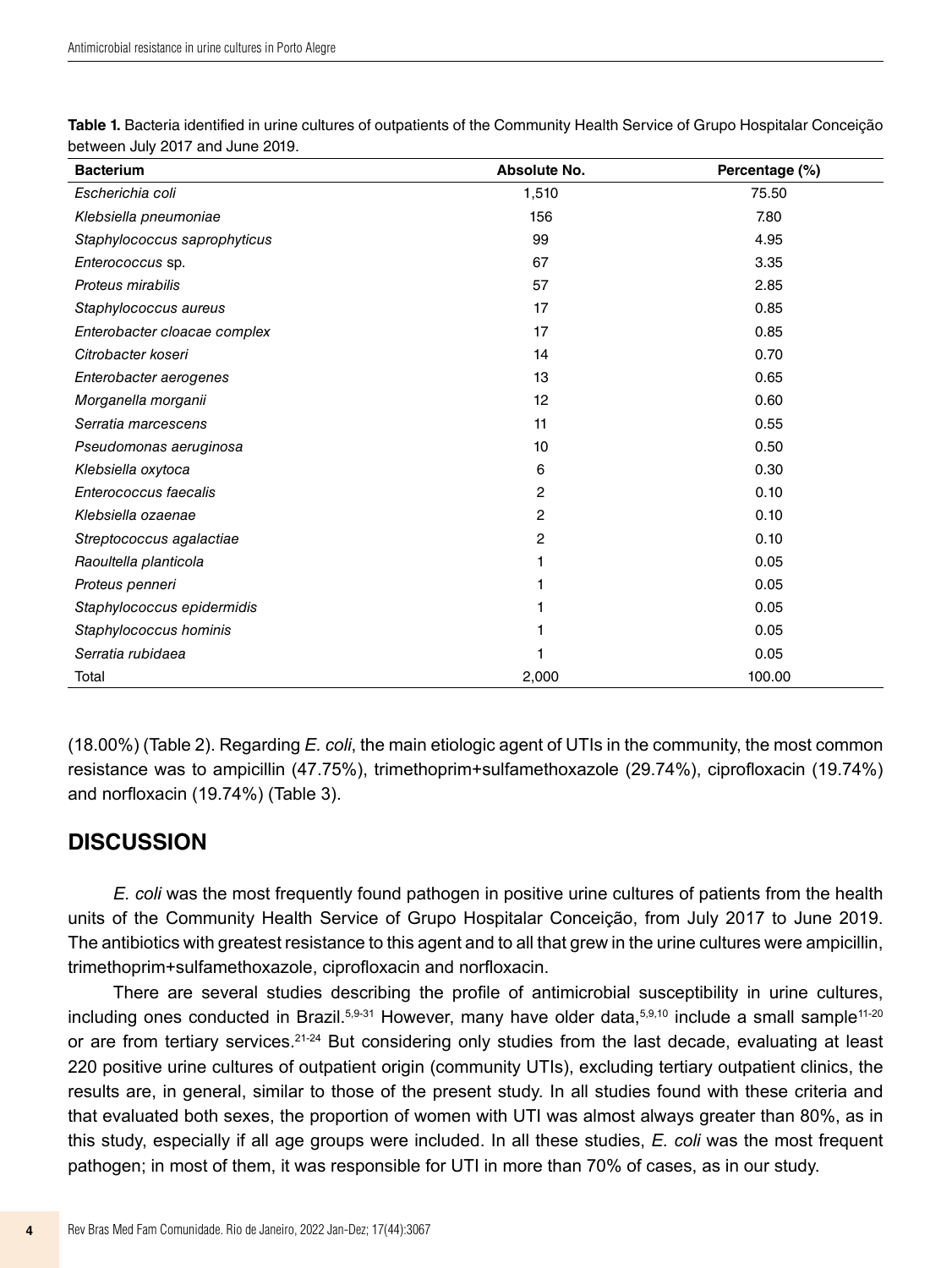**Table 1.** Bacteria identified in urine cultures of outpatients of the Community Health Service of Grupo Hospitalar Conceição between July 2017 and June 2019.

| Bacterium | Absolute No. | Percentage (%) |
|---|---|---|
| *Escherichia coli* | 1,510 | 75.50 |
| *Klebsiella pneumoniae* | 156 | 7.80 |
| *Staphylococcus saprophyticus* | 99 | 4.95 |
| *Enterococcus* sp. | 67 | 3.35 |
| *Proteus mirabilis* | 57 | 2.85 |
| *Staphylococcus aureus* | 17 | 0.85 |
| *Enterobacter cloacae complex* | 17 | 0.85 |
| *Citrobacter koseri* | 14 | 0.70 |
| *Enterobacter aerogenes* | 13 | 0.65 |
| *Morganella morganii* | 12 | 0.60 |
| *Serratia marcescens* | 11 | 0.55 |
| *Pseudomonas aeruginosa* | 10 | 0.50 |
| *Klebsiella oxytoca* | 6 | 0.30 |
| *Enterococcus faecalis* | 2 | 0.10 |
| *Klebsiella ozaenae* | 2 | 0.10 |
| *Streptococcus agalactiae* | 2 | 0.10 |
| *Raoultella planticola* | 1 | 0.05 |
| *Proteus penneri* | 1 | 0.05 |
| *Staphylococcus epidermidis* | 1 | 0.05 |
| *Staphylococcus hominis* | 1 | 0.05 |
| *Serratia rubidaea* | 1 | 0.05 |
| Total | 2,000 | 100.00 |

(18.00%) (Table 2). Regarding *E. coli*, the main etiologic agent of UTIs in the community, the most common resistance was to ampicillin (47.75%), trimethoprim+sulfamethoxazole (29.74%), ciprofloxacin (19.74%) and norfloxacin (19.74%) (Table 3).

## DISCUSSION

*E. coli* was the most frequently found pathogen in positive urine cultures of patients from the health units of the Community Health Service of Grupo Hospitalar Conceição, from July 2017 to June 2019. The antibiotics with greatest resistance to this agent and to all that grew in the urine cultures were ampicillin, trimethoprim+sulfamethoxazole, ciprofloxacin and norfloxacin.

There are several studies describing the profile of antimicrobial susceptibility in urine cultures, including ones conducted in Brazil.[5,9-31] However, many have older data,[5,9,10] include a small sample[11-20] or are from tertiary services.[21-24] But considering only studies from the last decade, evaluating at least 220 positive urine cultures of outpatient origin (community UTIs), excluding tertiary outpatient clinics, the results are, in general, similar to those of the present study. In all studies found with these criteria and that evaluated both sexes, the proportion of women with UTI was almost always greater than 80%, as in this study, especially if all age groups were included. In all these studies, *E. coli* was the most frequent pathogen; in most of them, it was responsible for UTI in more than 70% of cases, as in our study.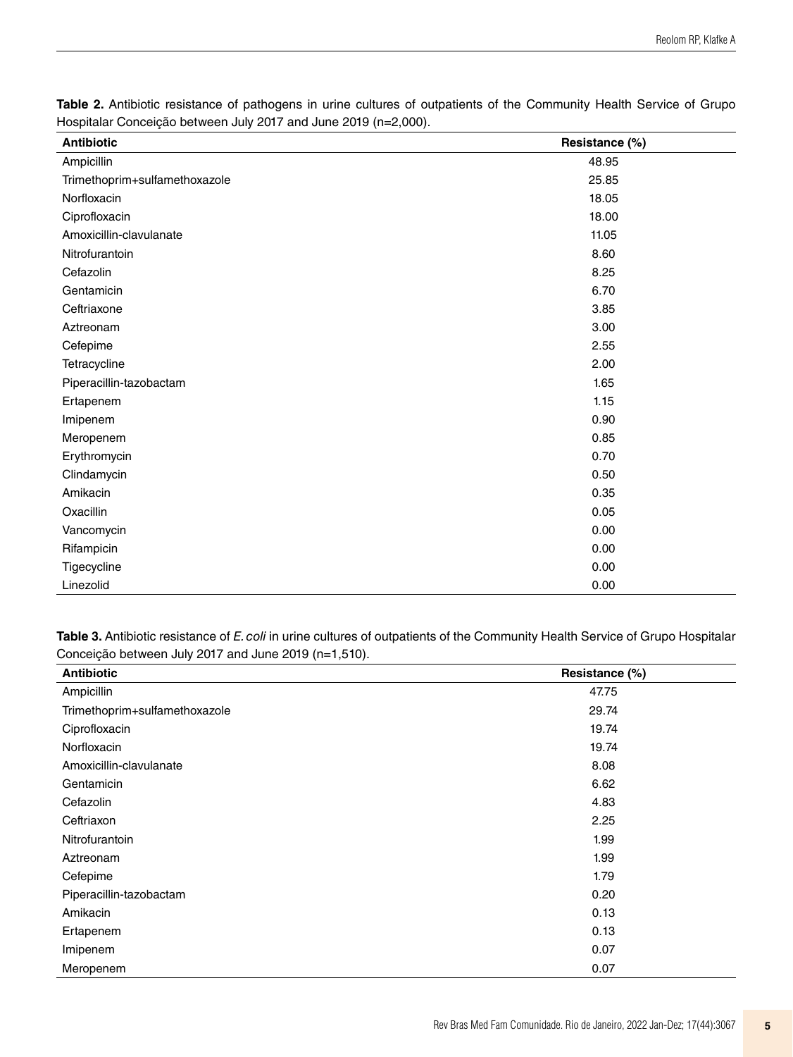**Table 2.** Antibiotic resistance of pathogens in urine cultures of outpatients of the Community Health Service of Grupo Hospitalar Conceição between July 2017 and June 2019 (n=2,000).

| Antibiotic | Resistance (%) |
|---|---|
| Ampicillin | 48.95 |
| Trimethoprim+sulfamethoxazole | 25.85 |
| Norfloxacin | 18.05 |
| Ciprofloxacin | 18.00 |
| Amoxicillin-clavulanate | 11.05 |
| Nitrofurantoin | 8.60 |
| Cefazolin | 8.25 |
| Gentamicin | 6.70 |
| Ceftriaxone | 3.85 |
| Aztreonam | 3.00 |
| Cefepime | 2.55 |
| Tetracycline | 2.00 |
| Piperacillin-tazobactam | 1.65 |
| Ertapenem | 1.15 |
| Imipenem | 0.90 |
| Meropenem | 0.85 |
| Erythromycin | 0.70 |
| Clindamycin | 0.50 |
| Amikacin | 0.35 |
| Oxacillin | 0.05 |
| Vancomycin | 0.00 |
| Rifampicin | 0.00 |
| Tigecycline | 0.00 |
| Linezolid | 0.00 |

**Table 3.** Antibiotic resistance of *E. coli* in urine cultures of outpatients of the Community Health Service of Grupo Hospitalar Conceição between July 2017 and June 2019 (n=1,510).

| Antibiotic | Resistance (%) |
|---|---|
| Ampicillin | 47.75 |
| Trimethoprim+sulfamethoxazole | 29.74 |
| Ciprofloxacin | 19.74 |
| Norfloxacin | 19.74 |
| Amoxicillin-clavulanate | 8.08 |
| Gentamicin | 6.62 |
| Cefazolin | 4.83 |
| Ceftriaxon | 2.25 |
| Nitrofurantoin | 1.99 |
| Aztreonam | 1.99 |
| Cefepime | 1.79 |
| Piperacillin-tazobactam | 0.20 |
| Amikacin | 0.13 |
| Ertapenem | 0.13 |
| Imipenem | 0.07 |
| Meropenem | 0.07 |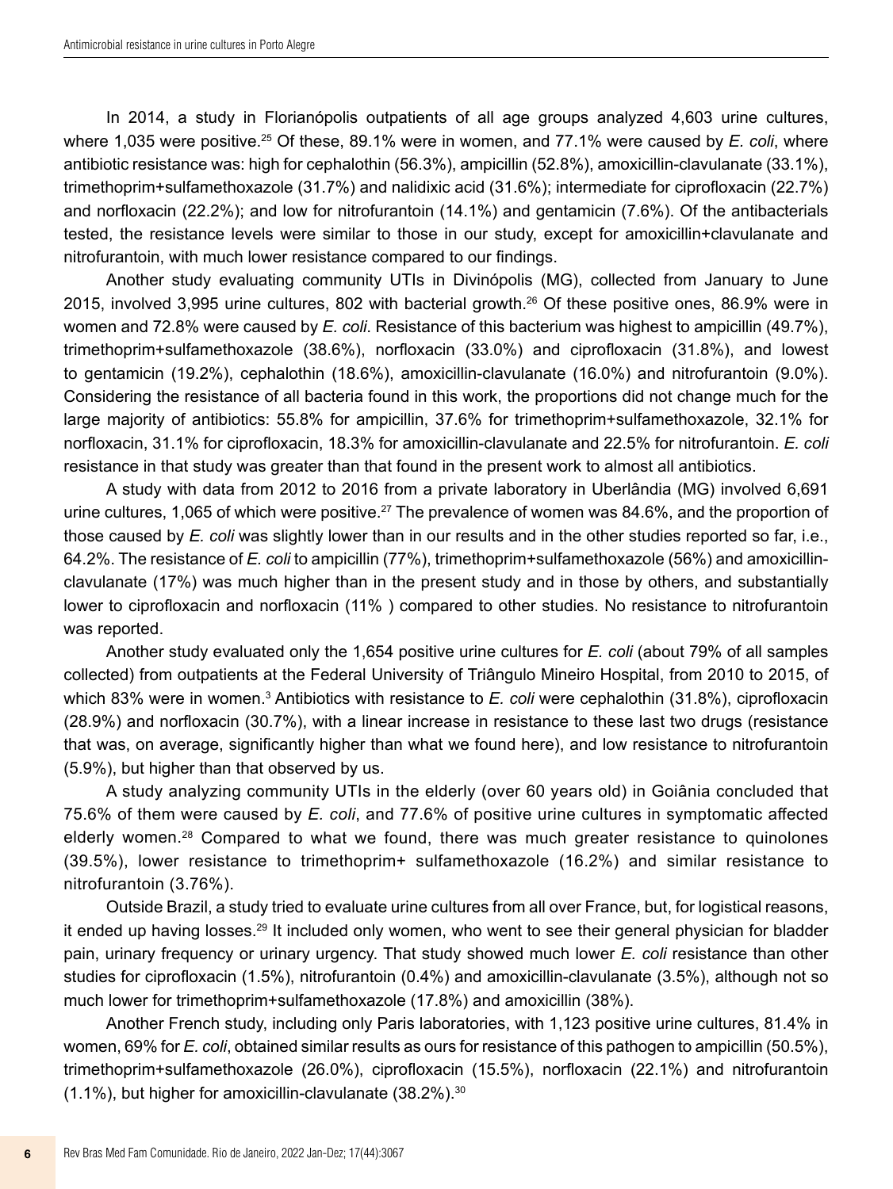In 2014, a study in Florianópolis outpatients of all age groups analyzed 4,603 urine cultures, where 1,035 were positive.[25] Of these, 89.1% were in women, and 77.1% were caused by *E. coli*, where antibiotic resistance was: high for cephalothin (56.3%), ampicillin (52.8%), amoxicillin-clavulanate (33.1%), trimethoprim+sulfamethoxazole (31.7%) and nalidixic acid (31.6%); intermediate for ciprofloxacin (22.7%) and norfloxacin (22.2%); and low for nitrofurantoin (14.1%) and gentamicin (7.6%). Of the antibacterials tested, the resistance levels were similar to those in our study, except for amoxicillin+clavulanate and nitrofurantoin, with much lower resistance compared to our findings.

Another study evaluating community UTIs in Divinópolis (MG), collected from January to June 2015, involved 3,995 urine cultures, 802 with bacterial growth.[26] Of these positive ones, 86.9% were in women and 72.8% were caused by *E. coli*. Resistance of this bacterium was highest to ampicillin (49.7%), trimethoprim+sulfamethoxazole (38.6%), norfloxacin (33.0%) and ciprofloxacin (31.8%), and lowest to gentamicin (19.2%), cephalothin (18.6%), amoxicillin-clavulanate (16.0%) and nitrofurantoin (9.0%). Considering the resistance of all bacteria found in this work, the proportions did not change much for the large majority of antibiotics: 55.8% for ampicillin, 37.6% for trimethoprim+sulfamethoxazole, 32.1% for norfloxacin, 31.1% for ciprofloxacin, 18.3% for amoxicillin-clavulanate and 22.5% for nitrofurantoin. *E. coli* resistance in that study was greater than that found in the present work to almost all antibiotics.

A study with data from 2012 to 2016 from a private laboratory in Uberlândia (MG) involved 6,691 urine cultures, 1,065 of which were positive.[27] The prevalence of women was 84.6%, and the proportion of those caused by *E. coli* was slightly lower than in our results and in the other studies reported so far, i.e., 64.2%. The resistance of *E. coli* to ampicillin (77%), trimethoprim+sulfamethoxazole (56%) and amoxicillin-clavulanate (17%) was much higher than in the present study and in those by others, and substantially lower to ciprofloxacin and norfloxacin (11% ) compared to other studies. No resistance to nitrofurantoin was reported.

Another study evaluated only the 1,654 positive urine cultures for *E. coli* (about 79% of all samples collected) from outpatients at the Federal University of Triângulo Mineiro Hospital, from 2010 to 2015, of which 83% were in women.[3] Antibiotics with resistance to *E. coli* were cephalothin (31.8%), ciprofloxacin (28.9%) and norfloxacin (30.7%), with a linear increase in resistance to these last two drugs (resistance that was, on average, significantly higher than what we found here), and low resistance to nitrofurantoin (5.9%), but higher than that observed by us.

A study analyzing community UTIs in the elderly (over 60 years old) in Goiânia concluded that 75.6% of them were caused by *E. coli*, and 77.6% of positive urine cultures in symptomatic affected elderly women.[28] Compared to what we found, there was much greater resistance to quinolones (39.5%), lower resistance to trimethoprim+ sulfamethoxazole (16.2%) and similar resistance to nitrofurantoin (3.76%).

Outside Brazil, a study tried to evaluate urine cultures from all over France, but, for logistical reasons, it ended up having losses.[29] It included only women, who went to see their general physician for bladder pain, urinary frequency or urinary urgency. That study showed much lower *E. coli* resistance than other studies for ciprofloxacin (1.5%), nitrofurantoin (0.4%) and amoxicillin-clavulanate (3.5%), although not so much lower for trimethoprim+sulfamethoxazole (17.8%) and amoxicillin (38%).

Another French study, including only Paris laboratories, with 1,123 positive urine cultures, 81.4% in women, 69% for *E. coli*, obtained similar results as ours for resistance of this pathogen to ampicillin (50.5%), trimethoprim+sulfamethoxazole (26.0%), ciprofloxacin (15.5%), norfloxacin (22.1%) and nitrofurantoin (1.1%), but higher for amoxicillin-clavulanate (38.2%).[30]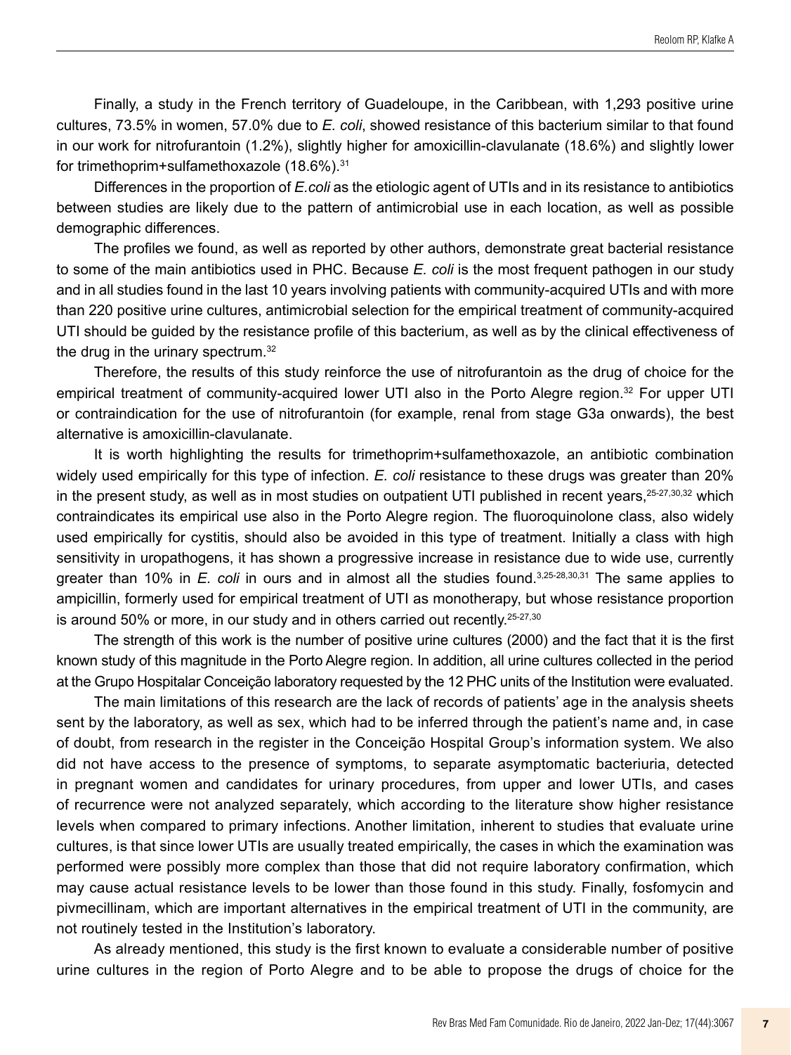Finally, a study in the French territory of Guadeloupe, in the Caribbean, with 1,293 positive urine cultures, 73.5% in women, 57.0% due to *E. coli*, showed resistance of this bacterium similar to that found in our work for nitrofurantoin (1.2%), slightly higher for amoxicillin-clavulanate (18.6%) and slightly lower for trimethoprim+sulfamethoxazole (18.6%).[31]

Differences in the proportion of *E.coli* as the etiologic agent of UTIs and in its resistance to antibiotics between studies are likely due to the pattern of antimicrobial use in each location, as well as possible demographic differences.

The profiles we found, as well as reported by other authors, demonstrate great bacterial resistance to some of the main antibiotics used in PHC. Because *E. coli* is the most frequent pathogen in our study and in all studies found in the last 10 years involving patients with community-acquired UTIs and with more than 220 positive urine cultures, antimicrobial selection for the empirical treatment of community-acquired UTI should be guided by the resistance profile of this bacterium, as well as by the clinical effectiveness of the drug in the urinary spectrum.[32]

Therefore, the results of this study reinforce the use of nitrofurantoin as the drug of choice for the empirical treatment of community-acquired lower UTI also in the Porto Alegre region.[32] For upper UTI or contraindication for the use of nitrofurantoin (for example, renal from stage G3a onwards), the best alternative is amoxicillin-clavulanate.

It is worth highlighting the results for trimethoprim+sulfamethoxazole, an antibiotic combination widely used empirically for this type of infection. *E. coli* resistance to these drugs was greater than 20% in the present study, as well as in most studies on outpatient UTI published in recent years,[25-27,30,32] which contraindicates its empirical use also in the Porto Alegre region. The fluoroquinolone class, also widely used empirically for cystitis, should also be avoided in this type of treatment. Initially a class with high sensitivity in uropathogens, it has shown a progressive increase in resistance due to wide use, currently greater than 10% in *E. coli* in ours and in almost all the studies found.[3,25-28,30,31] The same applies to ampicillin, formerly used for empirical treatment of UTI as monotherapy, but whose resistance proportion is around 50% or more, in our study and in others carried out recently.[25-27,30]

The strength of this work is the number of positive urine cultures (2000) and the fact that it is the first known study of this magnitude in the Porto Alegre region. In addition, all urine cultures collected in the period at the Grupo Hospitalar Conceição laboratory requested by the 12 PHC units of the Institution were evaluated.

The main limitations of this research are the lack of records of patients' age in the analysis sheets sent by the laboratory, as well as sex, which had to be inferred through the patient's name and, in case of doubt, from research in the register in the Conceição Hospital Group's information system. We also did not have access to the presence of symptoms, to separate asymptomatic bacteriuria, detected in pregnant women and candidates for urinary procedures, from upper and lower UTIs, and cases of recurrence were not analyzed separately, which according to the literature show higher resistance levels when compared to primary infections. Another limitation, inherent to studies that evaluate urine cultures, is that since lower UTIs are usually treated empirically, the cases in which the examination was performed were possibly more complex than those that did not require laboratory confirmation, which may cause actual resistance levels to be lower than those found in this study. Finally, fosfomycin and pivmecillinam, which are important alternatives in the empirical treatment of UTI in the community, are not routinely tested in the Institution's laboratory.

As already mentioned, this study is the first known to evaluate a considerable number of positive urine cultures in the region of Porto Alegre and to be able to propose the drugs of choice for the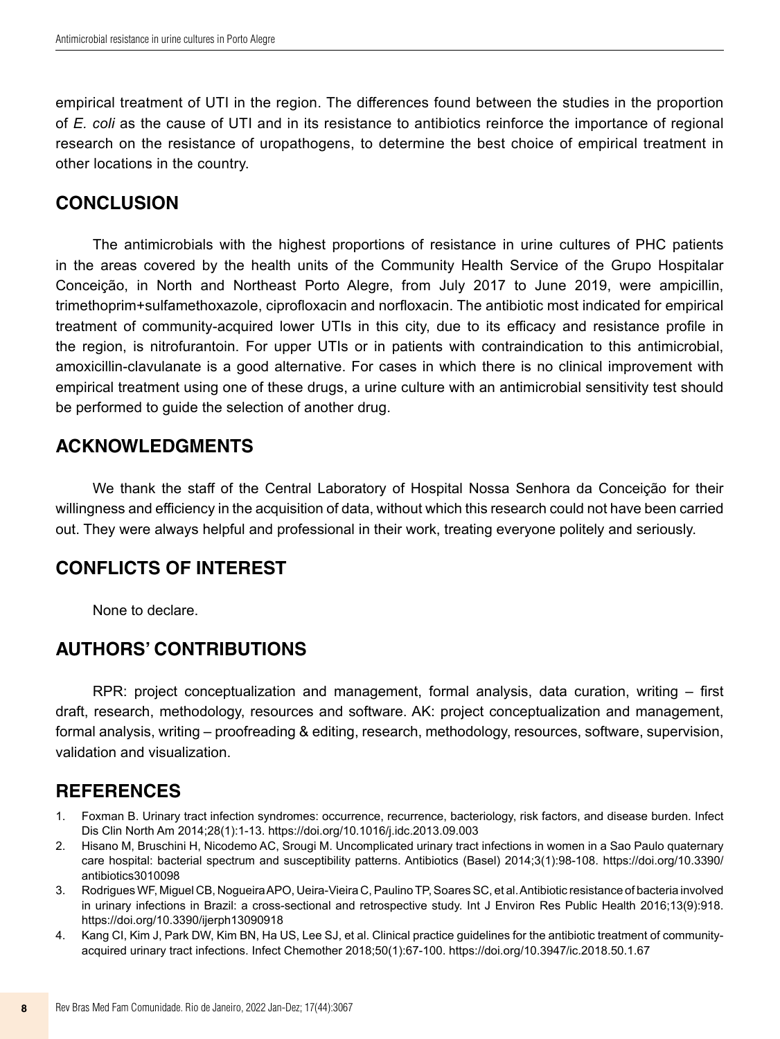empirical treatment of UTI in the region. The differences found between the studies in the proportion of *E. coli* as the cause of UTI and in its resistance to antibiotics reinforce the importance of regional research on the resistance of uropathogens, to determine the best choice of empirical treatment in other locations in the country.

## CONCLUSION

The antimicrobials with the highest proportions of resistance in urine cultures of PHC patients in the areas covered by the health units of the Community Health Service of the Grupo Hospitalar Conceição, in North and Northeast Porto Alegre, from July 2017 to June 2019, were ampicillin, trimethoprim+sulfamethoxazole, ciprofloxacin and norfloxacin. The antibiotic most indicated for empirical treatment of community-acquired lower UTIs in this city, due to its efficacy and resistance profile in the region, is nitrofurantoin. For upper UTIs or in patients with contraindication to this antimicrobial, amoxicillin-clavulanate is a good alternative. For cases in which there is no clinical improvement with empirical treatment using one of these drugs, a urine culture with an antimicrobial sensitivity test should be performed to guide the selection of another drug.

## ACKNOWLEDGMENTS

We thank the staff of the Central Laboratory of Hospital Nossa Senhora da Conceição for their willingness and efficiency in the acquisition of data, without which this research could not have been carried out. They were always helpful and professional in their work, treating everyone politely and seriously.

## CONFLICTS OF INTEREST

None to declare.

## AUTHORS' CONTRIBUTIONS

RPR: project conceptualization and management, formal analysis, data curation, writing – first draft, research, methodology, resources and software. AK: project conceptualization and management, formal analysis, writing – proofreading & editing, research, methodology, resources, software, supervision, validation and visualization.

## REFERENCES

1. Foxman B. Urinary tract infection syndromes: occurrence, recurrence, bacteriology, risk factors, and disease burden. Infect Dis Clin North Am 2014;28(1):1-13. https://doi.org/10.1016/j.idc.2013.09.003
2. Hisano M, Bruschini H, Nicodemo AC, Srougi M. Uncomplicated urinary tract infections in women in a Sao Paulo quaternary care hospital: bacterial spectrum and susceptibility patterns. Antibiotics (Basel) 2014;3(1):98-108. https://doi.org/10.3390/antibiotics3010098
3. Rodrigues WF, Miguel CB, Nogueira APO, Ueira-Vieira C, Paulino TP, Soares SC, et al. Antibiotic resistance of bacteria involved in urinary infections in Brazil: a cross-sectional and retrospective study. Int J Environ Res Public Health 2016;13(9):918. https://doi.org/10.3390/ijerph13090918
4. Kang CI, Kim J, Park DW, Kim BN, Ha US, Lee SJ, et al. Clinical practice guidelines for the antibiotic treatment of community-acquired urinary tract infections. Infect Chemother 2018;50(1):67-100. https://doi.org/10.3947/ic.2018.50.1.67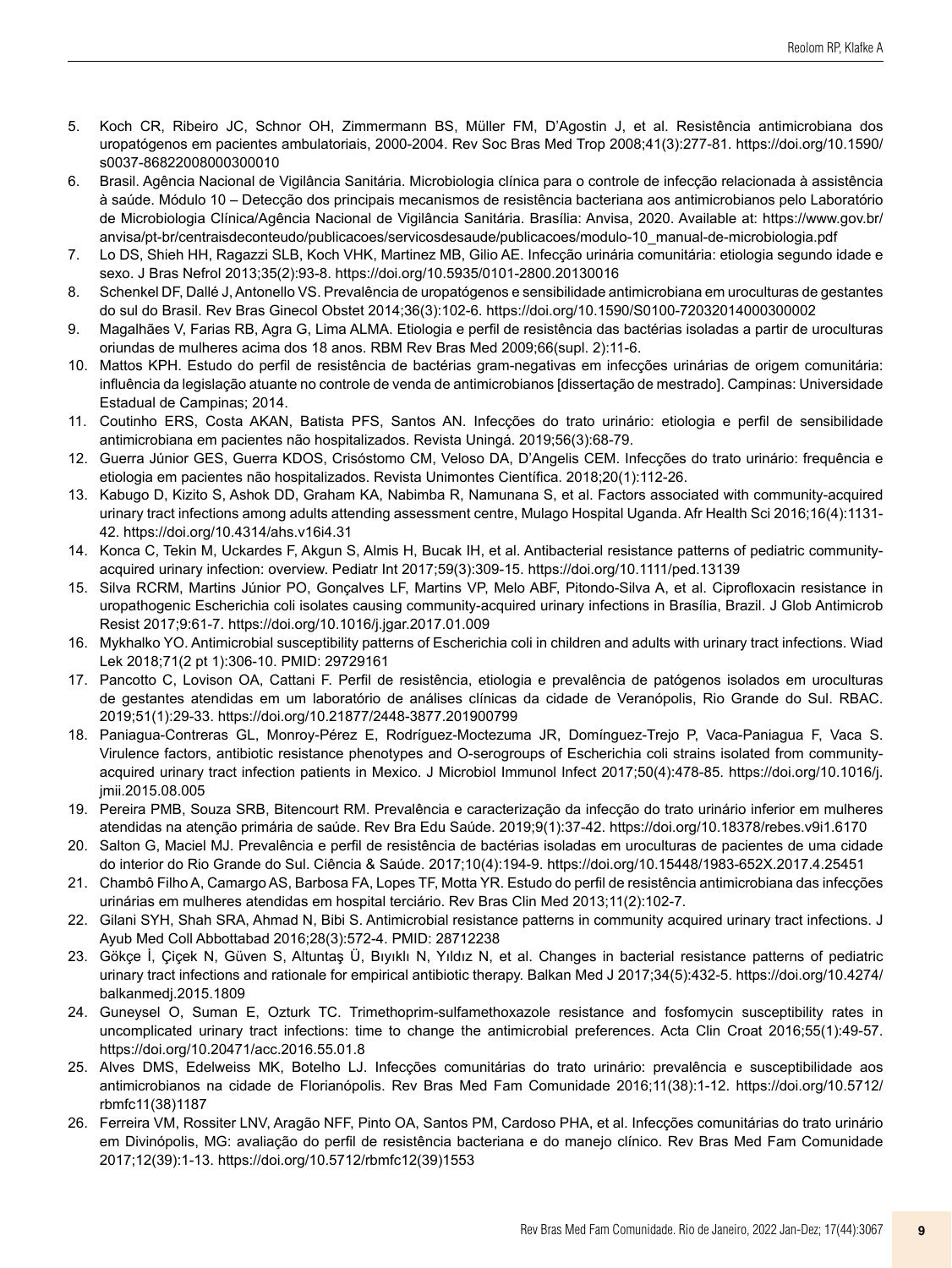5. Koch CR, Ribeiro JC, Schnor OH, Zimmermann BS, Müller FM, D'Agostin J, et al. Resistência antimicrobiana dos uropatógenos em pacientes ambulatoriais, 2000-2004. Rev Soc Bras Med Trop 2008;41(3):277-81. https://doi.org/10.1590/s0037-86822008000300010
6. Brasil. Agência Nacional de Vigilância Sanitária. Microbiologia clínica para o controle de infecção relacionada à assistência à saúde. Módulo 10 – Detecção dos principais mecanismos de resistência bacteriana aos antimicrobianos pelo Laboratório de Microbiologia Clínica/Agência Nacional de Vigilância Sanitária. Brasília: Anvisa, 2020. Available at: https://www.gov.br/anvisa/pt-br/centraisdeconteudo/publicacoes/servicosdesaude/publicacoes/modulo-10_manual-de-microbiologia.pdf
7. Lo DS, Shieh HH, Ragazzi SLB, Koch VHK, Martinez MB, Gilio AE. Infecção urinária comunitária: etiologia segundo idade e sexo. J Bras Nefrol 2013;35(2):93-8. https://doi.org/10.5935/0101-2800.20130016
8. Schenkel DF, Dallé J, Antonello VS. Prevalência de uropatógenos e sensibilidade antimicrobiana em uroculturas de gestantes do sul do Brasil. Rev Bras Ginecol Obstet 2014;36(3):102-6. https://doi.org/10.1590/S0100-72032014000300002
9. Magalhães V, Farias RB, Agra G, Lima ALMA. Etiologia e perfil de resistência das bactérias isoladas a partir de uroculturas oriundas de mulheres acima dos 18 anos. RBM Rev Bras Med 2009;66(supl. 2):11-6.
10. Mattos KPH. Estudo do perfil de resistência de bactérias gram-negativas em infecções urinárias de origem comunitária: influência da legislação atuante no controle de venda de antimicrobianos [dissertação de mestrado]. Campinas: Universidade Estadual de Campinas; 2014.
11. Coutinho ERS, Costa AKAN, Batista PFS, Santos AN. Infecções do trato urinário: etiologia e perfil de sensibilidade antimicrobiana em pacientes não hospitalizados. Revista Uningá. 2019;56(3):68-79.
12. Guerra Júnior GES, Guerra KDOS, Crisóstomo CM, Veloso DA, D'Angelis CEM. Infecções do trato urinário: frequência e etiologia em pacientes não hospitalizados. Revista Unimontes Científica. 2018;20(1):112-26.
13. Kabugo D, Kizito S, Ashok DD, Graham KA, Nabimba R, Namunana S, et al. Factors associated with community-acquired urinary tract infections among adults attending assessment centre, Mulago Hospital Uganda. Afr Health Sci 2016;16(4):1131-42. https://doi.org/10.4314/ahs.v16i4.31
14. Konca C, Tekin M, Uckardes F, Akgun S, Almis H, Bucak IH, et al. Antibacterial resistance patterns of pediatric community-acquired urinary infection: overview. Pediatr Int 2017;59(3):309-15. https://doi.org/10.1111/ped.13139
15. Silva RCRM, Martins Júnior PO, Gonçalves LF, Martins VP, Melo ABF, Pitondo-Silva A, et al. Ciprofloxacin resistance in uropathogenic Escherichia coli isolates causing community-acquired urinary infections in Brasília, Brazil. J Glob Antimicrob Resist 2017;9:61-7. https://doi.org/10.1016/j.jgar.2017.01.009
16. Mykhalko YO. Antimicrobial susceptibility patterns of Escherichia coli in children and adults with urinary tract infections. Wiad Lek 2018;71(2 pt 1):306-10. PMID: 29729161
17. Pancotto C, Lovison OA, Cattani F. Perfil de resistência, etiologia e prevalência de patógenos isolados em uroculturas de gestantes atendidas em um laboratório de análises clínicas da cidade de Veranópolis, Rio Grande do Sul. RBAC. 2019;51(1):29-33. https://doi.org/10.21877/2448-3877.201900799
18. Paniagua-Contreras GL, Monroy-Pérez E, Rodríguez-Moctezuma JR, Domínguez-Trejo P, Vaca-Paniagua F, Vaca S. Virulence factors, antibiotic resistance phenotypes and O-serogroups of Escherichia coli strains isolated from community-acquired urinary tract infection patients in Mexico. J Microbiol Immunol Infect 2017;50(4):478-85. https://doi.org/10.1016/j.jmii.2015.08.005
19. Pereira PMB, Souza SRB, Bitencourt RM. Prevalência e caracterização da infecção do trato urinário inferior em mulheres atendidas na atenção primária de saúde. Rev Bra Edu Saúde. 2019;9(1):37-42. https://doi.org/10.18378/rebes.v9i1.6170
20. Salton G, Maciel MJ. Prevalência e perfil de resistência de bactérias isoladas em uroculturas de pacientes de uma cidade do interior do Rio Grande do Sul. Ciência & Saúde. 2017;10(4):194-9. https://doi.org/10.15448/1983-652X.2017.4.25451
21. Chambô Filho A, Camargo AS, Barbosa FA, Lopes TF, Motta YR. Estudo do perfil de resistência antimicrobiana das infecções urinárias em mulheres atendidas em hospital terciário. Rev Bras Clin Med 2013;11(2):102-7.
22. Gilani SYH, Shah SRA, Ahmad N, Bibi S. Antimicrobial resistance patterns in community acquired urinary tract infections. J Ayub Med Coll Abbottabad 2016;28(3):572-4. PMID: 28712238
23. Gökçe İ, Çiçek N, Güven S, Altuntaş Ü, Bıyıklı N, Yıldız N, et al. Changes in bacterial resistance patterns of pediatric urinary tract infections and rationale for empirical antibiotic therapy. Balkan Med J 2017;34(5):432-5. https://doi.org/10.4274/balkanmedj.2015.1809
24. Guneysel O, Suman E, Ozturk TC. Trimethoprim-sulfamethoxazole resistance and fosfomycin susceptibility rates in uncomplicated urinary tract infections: time to change the antimicrobial preferences. Acta Clin Croat 2016;55(1):49-57. https://doi.org/10.20471/acc.2016.55.01.8
25. Alves DMS, Edelweiss MK, Botelho LJ. Infecções comunitárias do trato urinário: prevalência e susceptibilidade aos antimicrobianos na cidade de Florianópolis. Rev Bras Med Fam Comunidade 2016;11(38):1-12. https://doi.org/10.5712/rbmfc11(38)1187
26. Ferreira VM, Rossiter LNV, Aragão NFF, Pinto OA, Santos PM, Cardoso PHA, et al. Infecções comunitárias do trato urinário em Divinópolis, MG: avaliação do perfil de resistência bacteriana e do manejo clínico. Rev Bras Med Fam Comunidade 2017;12(39):1-13. https://doi.org/10.5712/rbmfc12(39)1553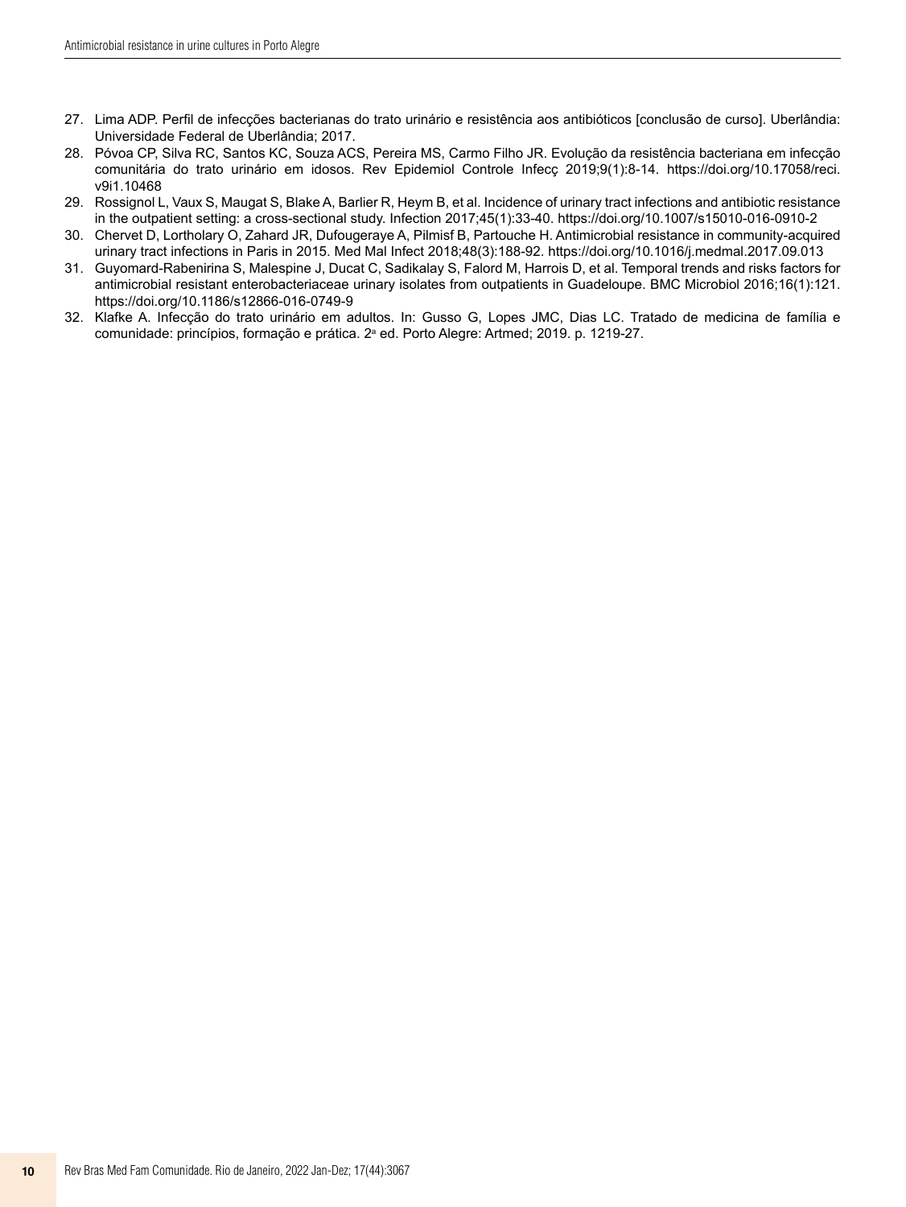27. Lima ADP. Perfil de infecções bacterianas do trato urinário e resistência aos antibióticos [conclusão de curso]. Uberlândia: Universidade Federal de Uberlândia; 2017.
28. Póvoa CP, Silva RC, Santos KC, Souza ACS, Pereira MS, Carmo Filho JR. Evolução da resistência bacteriana em infecção comunitária do trato urinário em idosos. Rev Epidemiol Controle Infecç 2019;9(1):8-14. https://doi.org/10.17058/reci.v9i1.10468
29. Rossignol L, Vaux S, Maugat S, Blake A, Barlier R, Heym B, et al. Incidence of urinary tract infections and antibiotic resistance in the outpatient setting: a cross-sectional study. Infection 2017;45(1):33-40. https://doi.org/10.1007/s15010-016-0910-2
30. Chervet D, Lortholary O, Zahard JR, Dufougeraye A, Pilmisf B, Partouche H. Antimicrobial resistance in community-acquired urinary tract infections in Paris in 2015. Med Mal Infect 2018;48(3):188-92. https://doi.org/10.1016/j.medmal.2017.09.013
31. Guyomard-Rabenirina S, Malespine J, Ducat C, Sadikalay S, Falord M, Harrois D, et al. Temporal trends and risks factors for antimicrobial resistant enterobacteriaceae urinary isolates from outpatients in Guadeloupe. BMC Microbiol 2016;16(1):121. https://doi.org/10.1186/s12866-016-0749-9
32. Klafke A. Infecção do trato urinário em adultos. In: Gusso G, Lopes JMC, Dias LC. Tratado de medicina de família e comunidade: princípios, formação e prática. 2ª ed. Porto Alegre: Artmed; 2019. p. 1219-27.